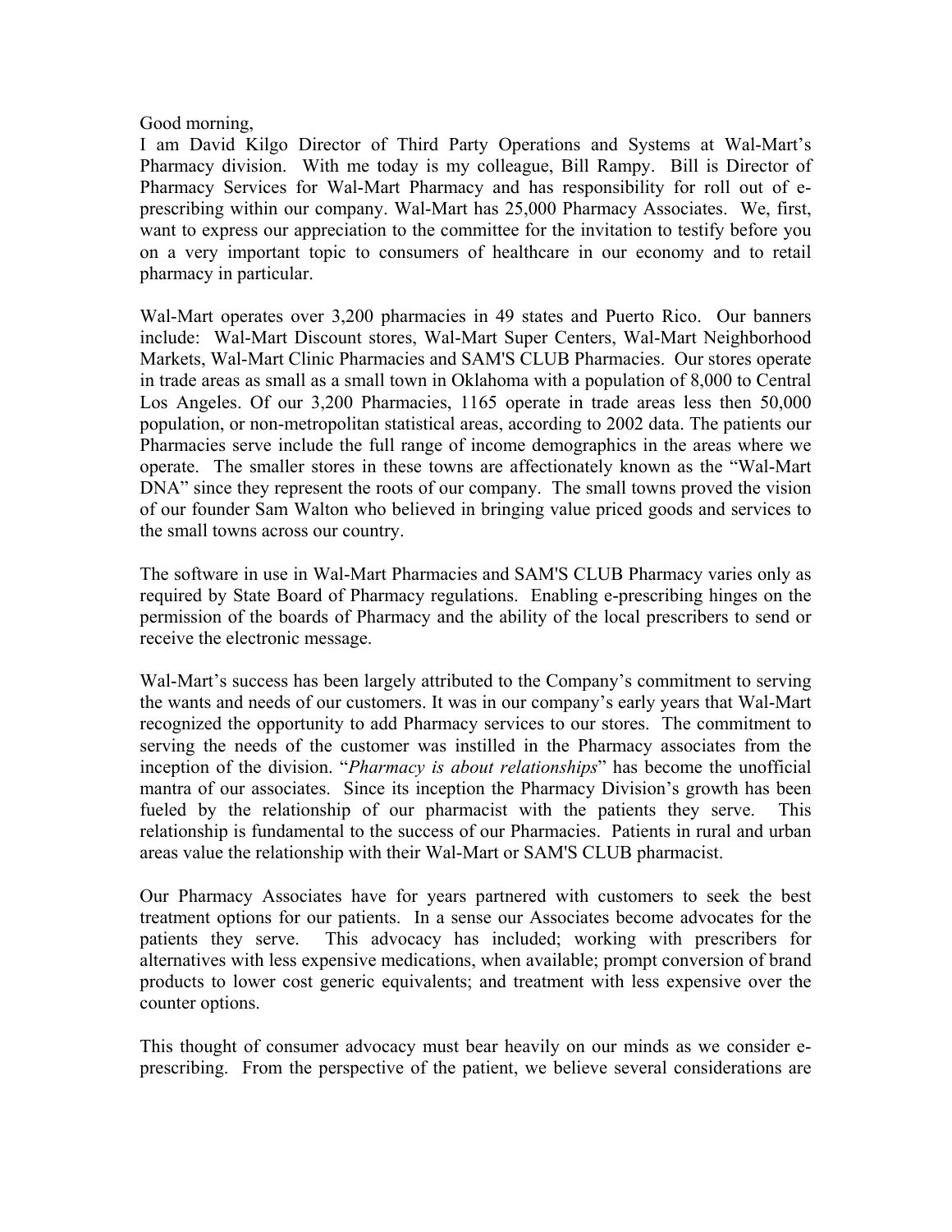Good morning,

I am David Kilgo Director of Third Party Operations and Systems at Wal-Mart's Pharmacy division. With me today is my colleague, Bill Rampy. Bill is Director of Pharmacy Services for Wal-Mart Pharmacy and has responsibility for roll out of e-prescribing within our company. Wal-Mart has 25,000 Pharmacy Associates. We, first, want to express our appreciation to the committee for the invitation to testify before you on a very important topic to consumers of healthcare in our economy and to retail pharmacy in particular.

Wal-Mart operates over 3,200 pharmacies in 49 states and Puerto Rico. Our banners include: Wal-Mart Discount stores, Wal-Mart Super Centers, Wal-Mart Neighborhood Markets, Wal-Mart Clinic Pharmacies and SAM'S CLUB Pharmacies. Our stores operate in trade areas as small as a small town in Oklahoma with a population of 8,000 to Central Los Angeles. Of our 3,200 Pharmacies, 1165 operate in trade areas less then 50,000 population, or non-metropolitan statistical areas, according to 2002 data. The patients our Pharmacies serve include the full range of income demographics in the areas where we operate. The smaller stores in these towns are affectionately known as the "Wal-Mart DNA" since they represent the roots of our company. The small towns proved the vision of our founder Sam Walton who believed in bringing value priced goods and services to the small towns across our country.

The software in use in Wal-Mart Pharmacies and SAM'S CLUB Pharmacy varies only as required by State Board of Pharmacy regulations. Enabling e-prescribing hinges on the permission of the boards of Pharmacy and the ability of the local prescribers to send or receive the electronic message.

Wal-Mart's success has been largely attributed to the Company's commitment to serving the wants and needs of our customers. It was in our company's early years that Wal-Mart recognized the opportunity to add Pharmacy services to our stores. The commitment to serving the needs of the customer was instilled in the Pharmacy associates from the inception of the division. "*Pharmacy is about relationships*" has become the unofficial mantra of our associates. Since its inception the Pharmacy Division's growth has been fueled by the relationship of our pharmacist with the patients they serve. This relationship is fundamental to the success of our Pharmacies. Patients in rural and urban areas value the relationship with their Wal-Mart or SAM'S CLUB pharmacist.

Our Pharmacy Associates have for years partnered with customers to seek the best treatment options for our patients. In a sense our Associates become advocates for the patients they serve. This advocacy has included; working with prescribers for alternatives with less expensive medications, when available; prompt conversion of brand products to lower cost generic equivalents; and treatment with less expensive over the counter options.

This thought of consumer advocacy must bear heavily on our minds as we consider e-prescribing. From the perspective of the patient, we believe several considerations are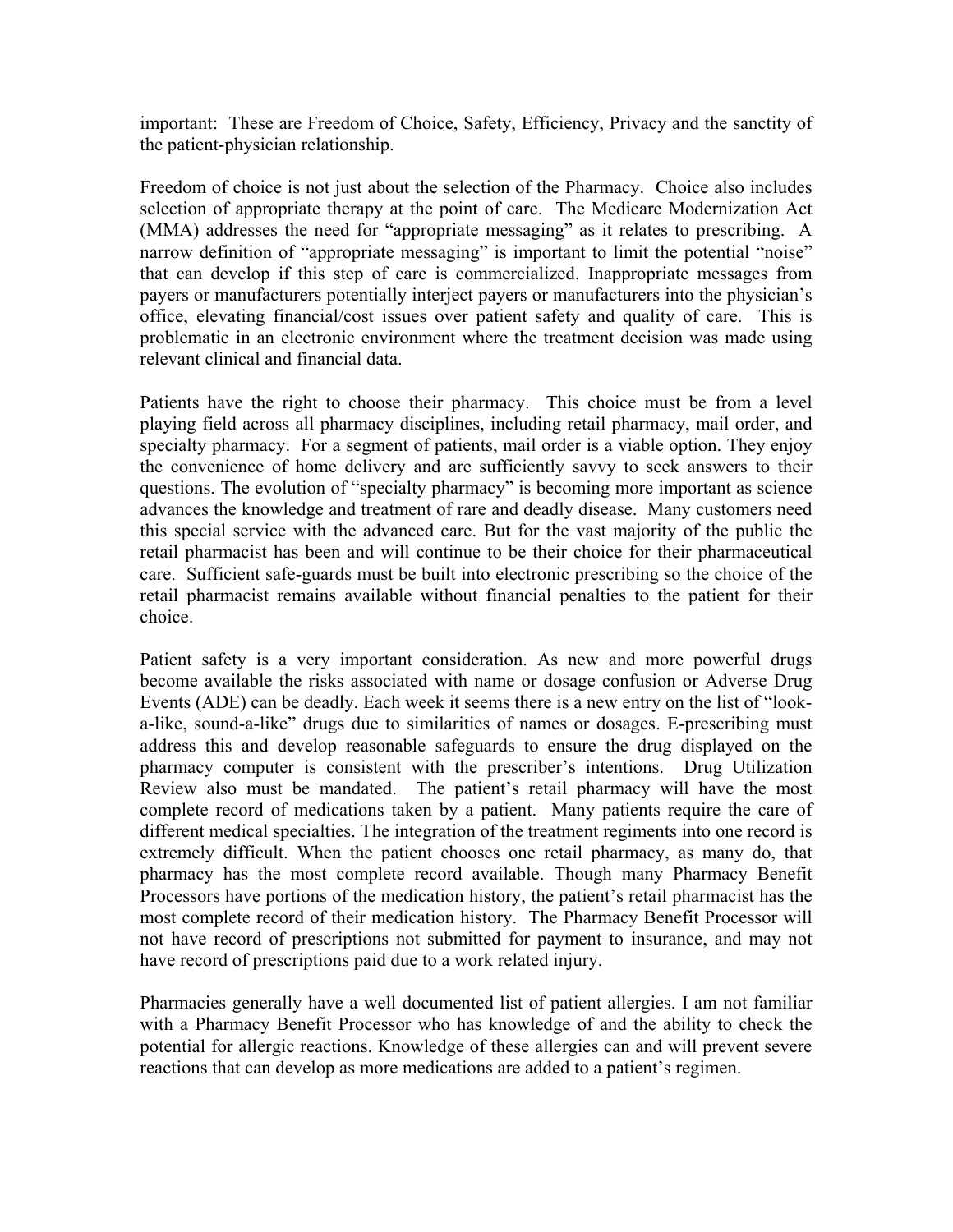important: These are Freedom of Choice, Safety, Efficiency, Privacy and the sanctity of the patient-physician relationship.

Freedom of choice is not just about the selection of the Pharmacy. Choice also includes selection of appropriate therapy at the point of care. The Medicare Modernization Act (MMA) addresses the need for "appropriate messaging" as it relates to prescribing. A narrow definition of "appropriate messaging" is important to limit the potential "noise" that can develop if this step of care is commercialized. Inappropriate messages from payers or manufacturers potentially interject payers or manufacturers into the physician's office, elevating financial/cost issues over patient safety and quality of care. This is problematic in an electronic environment where the treatment decision was made using relevant clinical and financial data.

Patients have the right to choose their pharmacy. This choice must be from a level playing field across all pharmacy disciplines, including retail pharmacy, mail order, and specialty pharmacy. For a segment of patients, mail order is a viable option. They enjoy the convenience of home delivery and are sufficiently savvy to seek answers to their questions. The evolution of "specialty pharmacy" is becoming more important as science advances the knowledge and treatment of rare and deadly disease. Many customers need this special service with the advanced care. But for the vast majority of the public the retail pharmacist has been and will continue to be their choice for their pharmaceutical care. Sufficient safe-guards must be built into electronic prescribing so the choice of the retail pharmacist remains available without financial penalties to the patient for their choice.

Patient safety is a very important consideration. As new and more powerful drugs become available the risks associated with name or dosage confusion or Adverse Drug Events (ADE) can be deadly. Each week it seems there is a new entry on the list of "look-a-like, sound-a-like" drugs due to similarities of names or dosages. E-prescribing must address this and develop reasonable safeguards to ensure the drug displayed on the pharmacy computer is consistent with the prescriber's intentions. Drug Utilization Review also must be mandated. The patient's retail pharmacy will have the most complete record of medications taken by a patient. Many patients require the care of different medical specialties. The integration of the treatment regiments into one record is extremely difficult. When the patient chooses one retail pharmacy, as many do, that pharmacy has the most complete record available. Though many Pharmacy Benefit Processors have portions of the medication history, the patient's retail pharmacist has the most complete record of their medication history. The Pharmacy Benefit Processor will not have record of prescriptions not submitted for payment to insurance, and may not have record of prescriptions paid due to a work related injury.

Pharmacies generally have a well documented list of patient allergies. I am not familiar with a Pharmacy Benefit Processor who has knowledge of and the ability to check the potential for allergic reactions. Knowledge of these allergies can and will prevent severe reactions that can develop as more medications are added to a patient's regimen.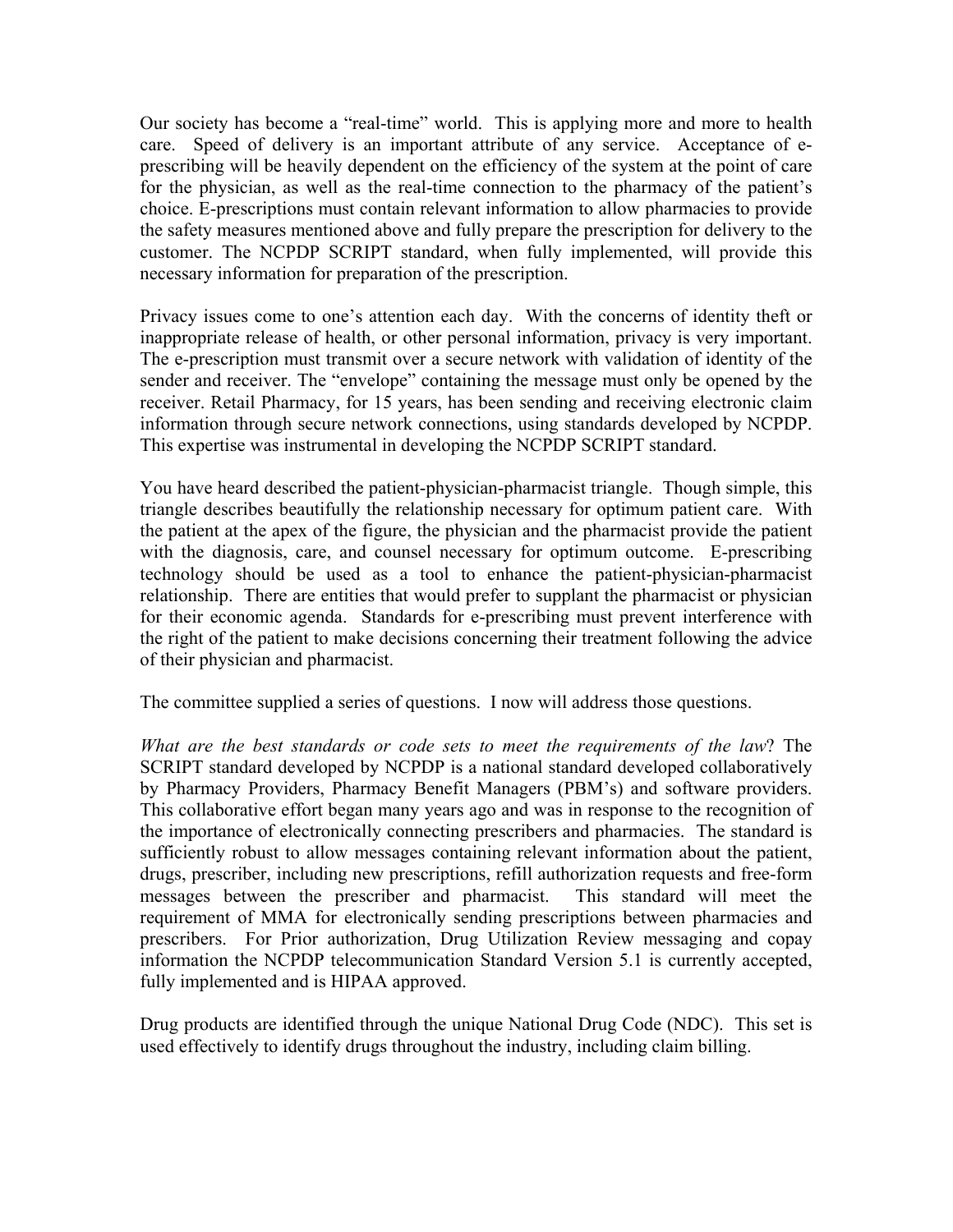Our society has become a "real-time" world. This is applying more and more to health care. Speed of delivery is an important attribute of any service. Acceptance of e-prescribing will be heavily dependent on the efficiency of the system at the point of care for the physician, as well as the real-time connection to the pharmacy of the patient's choice. E-prescriptions must contain relevant information to allow pharmacies to provide the safety measures mentioned above and fully prepare the prescription for delivery to the customer. The NCPDP SCRIPT standard, when fully implemented, will provide this necessary information for preparation of the prescription.

Privacy issues come to one's attention each day. With the concerns of identity theft or inappropriate release of health, or other personal information, privacy is very important. The e-prescription must transmit over a secure network with validation of identity of the sender and receiver. The "envelope" containing the message must only be opened by the receiver. Retail Pharmacy, for 15 years, has been sending and receiving electronic claim information through secure network connections, using standards developed by NCPDP. This expertise was instrumental in developing the NCPDP SCRIPT standard.

You have heard described the patient-physician-pharmacist triangle. Though simple, this triangle describes beautifully the relationship necessary for optimum patient care. With the patient at the apex of the figure, the physician and the pharmacist provide the patient with the diagnosis, care, and counsel necessary for optimum outcome. E-prescribing technology should be used as a tool to enhance the patient-physician-pharmacist relationship. There are entities that would prefer to supplant the pharmacist or physician for their economic agenda. Standards for e-prescribing must prevent interference with the right of the patient to make decisions concerning their treatment following the advice of their physician and pharmacist.

The committee supplied a series of questions. I now will address those questions.

*What are the best standards or code sets to meet the requirements of the law*? The SCRIPT standard developed by NCPDP is a national standard developed collaboratively by Pharmacy Providers, Pharmacy Benefit Managers (PBM's) and software providers. This collaborative effort began many years ago and was in response to the recognition of the importance of electronically connecting prescribers and pharmacies. The standard is sufficiently robust to allow messages containing relevant information about the patient, drugs, prescriber, including new prescriptions, refill authorization requests and free-form messages between the prescriber and pharmacist. This standard will meet the requirement of MMA for electronically sending prescriptions between pharmacies and prescribers. For Prior authorization, Drug Utilization Review messaging and copay information the NCPDP telecommunication Standard Version 5.1 is currently accepted, fully implemented and is HIPAA approved.

Drug products are identified through the unique National Drug Code (NDC). This set is used effectively to identify drugs throughout the industry, including claim billing.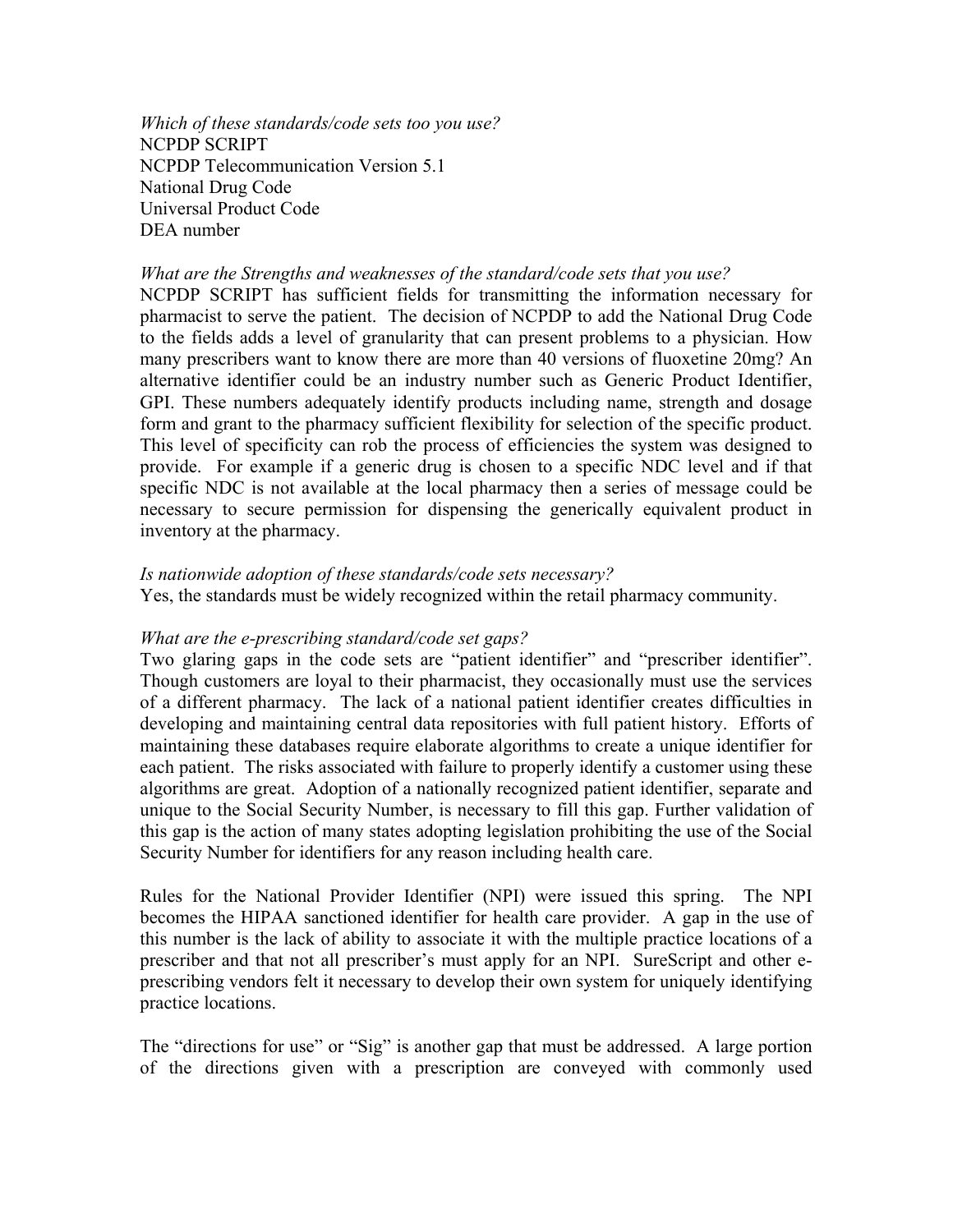*Which of these standards/code sets too you use?*
NCPDP SCRIPT
NCPDP Telecommunication Version 5.1
National Drug Code
Universal Product Code
DEA number

*What are the Strengths and weaknesses of the standard/code sets that you use?*
NCPDP SCRIPT has sufficient fields for transmitting the information necessary for pharmacist to serve the patient. The decision of NCPDP to add the National Drug Code to the fields adds a level of granularity that can present problems to a physician. How many prescribers want to know there are more than 40 versions of fluoxetine 20mg? An alternative identifier could be an industry number such as Generic Product Identifier, GPI. These numbers adequately identify products including name, strength and dosage form and grant to the pharmacy sufficient flexibility for selection of the specific product. This level of specificity can rob the process of efficiencies the system was designed to provide. For example if a generic drug is chosen to a specific NDC level and if that specific NDC is not available at the local pharmacy then a series of message could be necessary to secure permission for dispensing the generically equivalent product in inventory at the pharmacy.

*Is nationwide adoption of these standards/code sets necessary?*
Yes, the standards must be widely recognized within the retail pharmacy community.

*What are the e-prescribing standard/code set gaps?*
Two glaring gaps in the code sets are "patient identifier" and "prescriber identifier". Though customers are loyal to their pharmacist, they occasionally must use the services of a different pharmacy. The lack of a national patient identifier creates difficulties in developing and maintaining central data repositories with full patient history. Efforts of maintaining these databases require elaborate algorithms to create a unique identifier for each patient. The risks associated with failure to properly identify a customer using these algorithms are great. Adoption of a nationally recognized patient identifier, separate and unique to the Social Security Number, is necessary to fill this gap. Further validation of this gap is the action of many states adopting legislation prohibiting the use of the Social Security Number for identifiers for any reason including health care.

Rules for the National Provider Identifier (NPI) were issued this spring. The NPI becomes the HIPAA sanctioned identifier for health care provider. A gap in the use of this number is the lack of ability to associate it with the multiple practice locations of a prescriber and that not all prescriber's must apply for an NPI. SureScript and other e-prescribing vendors felt it necessary to develop their own system for uniquely identifying practice locations.

The "directions for use" or "Sig" is another gap that must be addressed. A large portion of the directions given with a prescription are conveyed with commonly used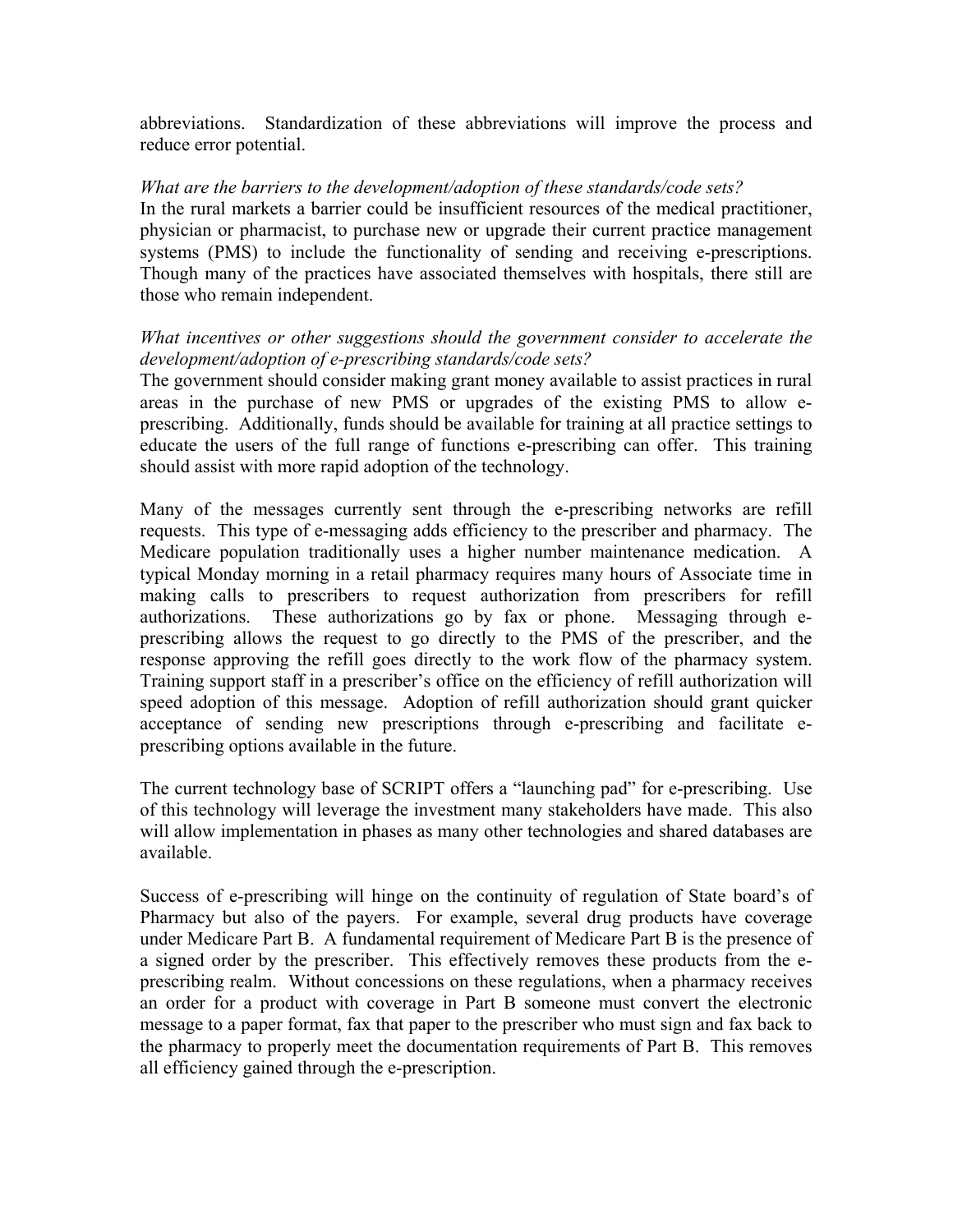abbreviations. Standardization of these abbreviations will improve the process and reduce error potential.

*What are the barriers to the development/adoption of these standards/code sets?*

In the rural markets a barrier could be insufficient resources of the medical practitioner, physician or pharmacist, to purchase new or upgrade their current practice management systems (PMS) to include the functionality of sending and receiving e-prescriptions. Though many of the practices have associated themselves with hospitals, there still are those who remain independent.

*What incentives or other suggestions should the government consider to accelerate the development/adoption of e-prescribing standards/code sets?*

The government should consider making grant money available to assist practices in rural areas in the purchase of new PMS or upgrades of the existing PMS to allow e-prescribing. Additionally, funds should be available for training at all practice settings to educate the users of the full range of functions e-prescribing can offer. This training should assist with more rapid adoption of the technology.

Many of the messages currently sent through the e-prescribing networks are refill requests. This type of e-messaging adds efficiency to the prescriber and pharmacy. The Medicare population traditionally uses a higher number maintenance medication. A typical Monday morning in a retail pharmacy requires many hours of Associate time in making calls to prescribers to request authorization from prescribers for refill authorizations. These authorizations go by fax or phone. Messaging through e-prescribing allows the request to go directly to the PMS of the prescriber, and the response approving the refill goes directly to the work flow of the pharmacy system. Training support staff in a prescriber's office on the efficiency of refill authorization will speed adoption of this message. Adoption of refill authorization should grant quicker acceptance of sending new prescriptions through e-prescribing and facilitate e-prescribing options available in the future.

The current technology base of SCRIPT offers a "launching pad" for e-prescribing. Use of this technology will leverage the investment many stakeholders have made. This also will allow implementation in phases as many other technologies and shared databases are available.

Success of e-prescribing will hinge on the continuity of regulation of State board's of Pharmacy but also of the payers. For example, several drug products have coverage under Medicare Part B. A fundamental requirement of Medicare Part B is the presence of a signed order by the prescriber. This effectively removes these products from the e-prescribing realm. Without concessions on these regulations, when a pharmacy receives an order for a product with coverage in Part B someone must convert the electronic message to a paper format, fax that paper to the prescriber who must sign and fax back to the pharmacy to properly meet the documentation requirements of Part B. This removes all efficiency gained through the e-prescription.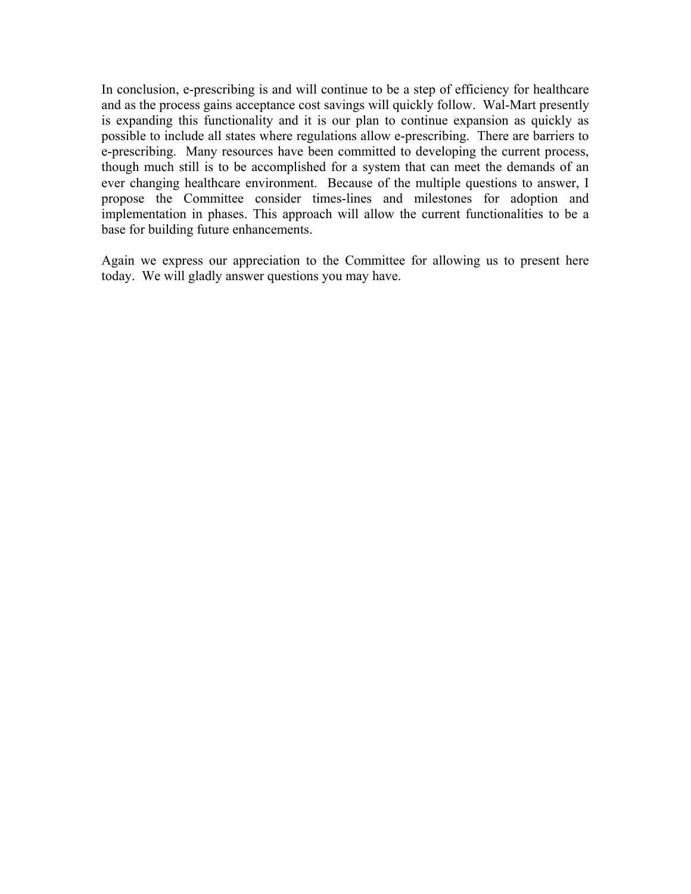In conclusion, e-prescribing is and will continue to be a step of efficiency for healthcare and as the process gains acceptance cost savings will quickly follow. Wal-Mart presently is expanding this functionality and it is our plan to continue expansion as quickly as possible to include all states where regulations allow e-prescribing. There are barriers to e-prescribing. Many resources have been committed to developing the current process, though much still is to be accomplished for a system that can meet the demands of an ever changing healthcare environment. Because of the multiple questions to answer, I propose the Committee consider times-lines and milestones for adoption and implementation in phases. This approach will allow the current functionalities to be a base for building future enhancements.

Again we express our appreciation to the Committee for allowing us to present here today. We will gladly answer questions you may have.